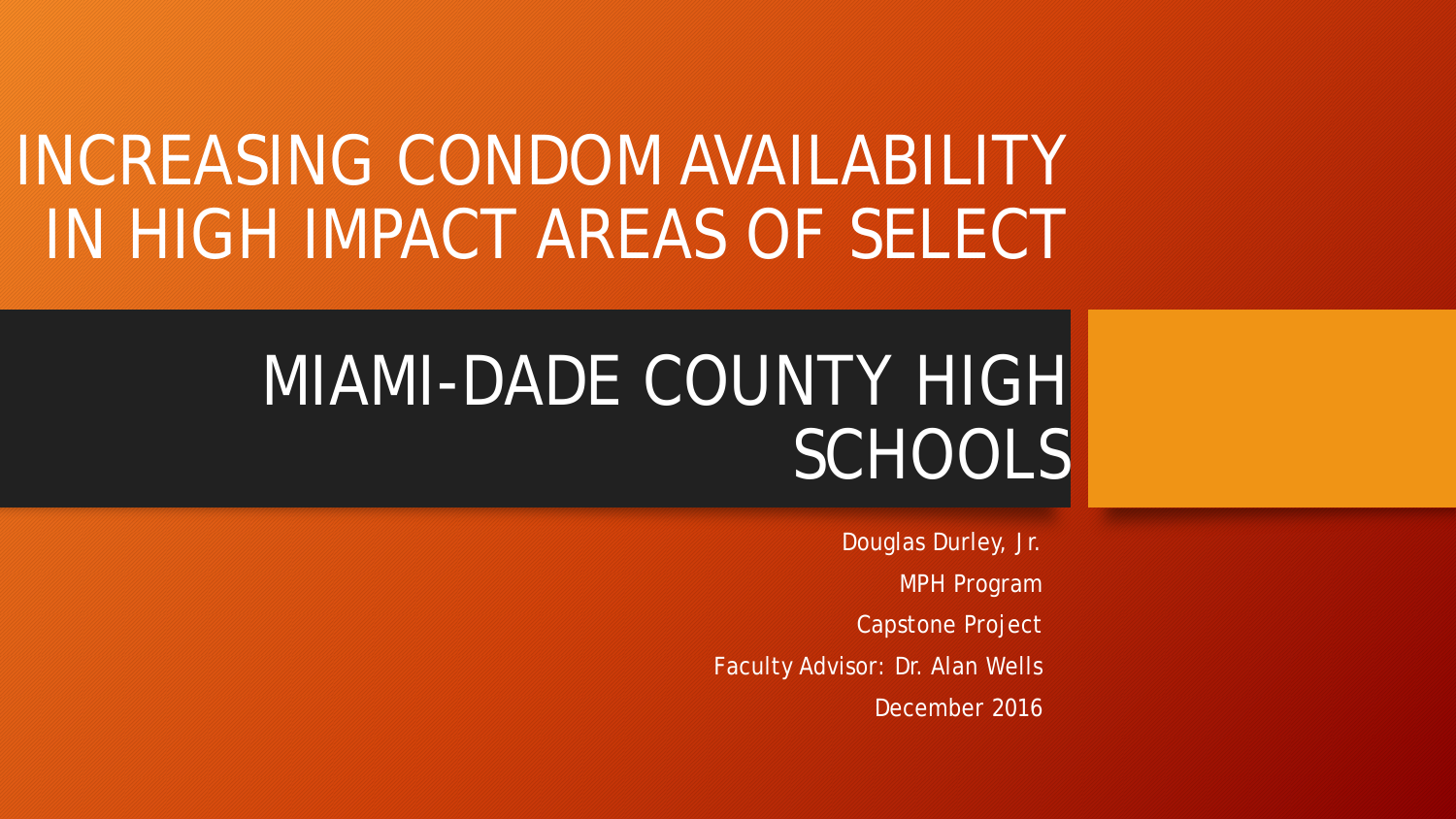# INCREASING CONDOM AVAILABILITY IN HIGH IMPACT AREAS OF SELECT MIAMI-DADE COUNTY HIGH SCHOOLS

Douglas Durley, Jr.

MPH Program

Capstone Project

Faculty Advisor: Dr. Alan Wells

December 2016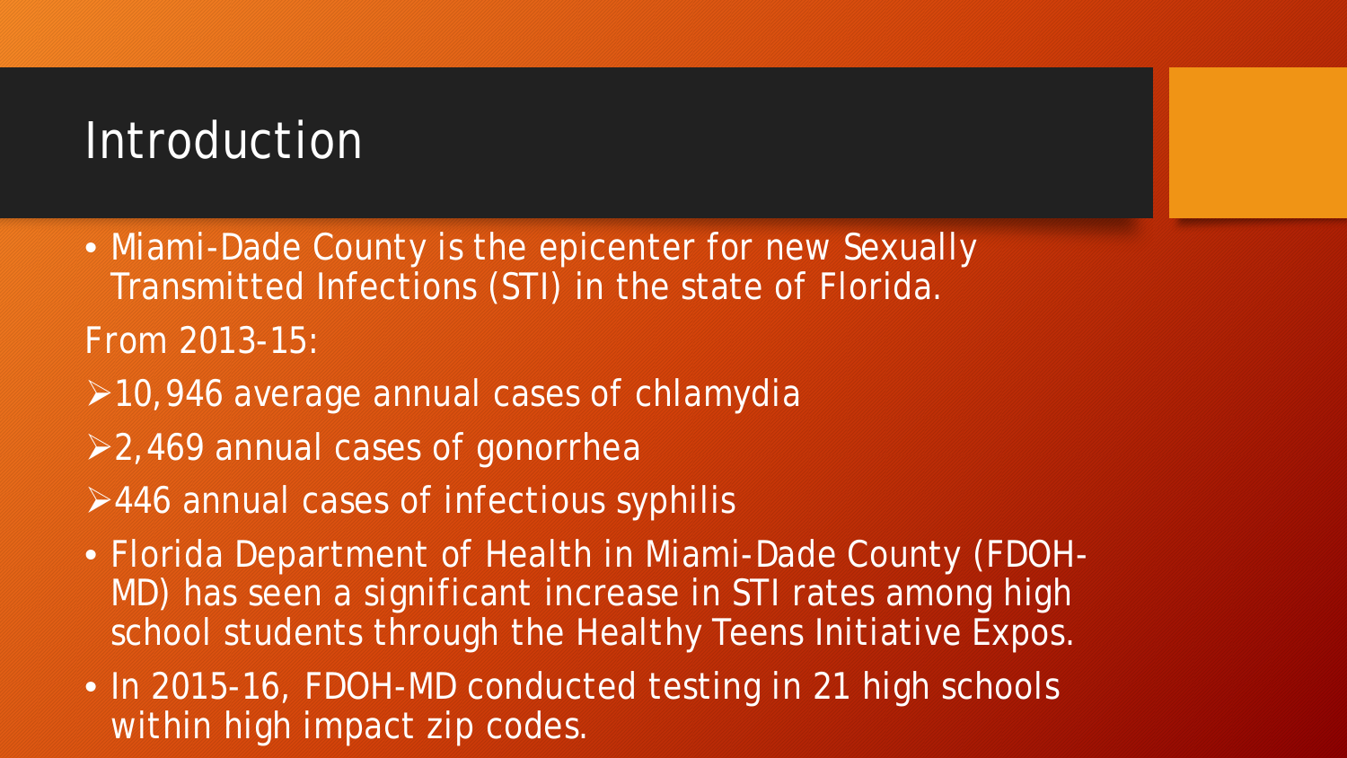# Introduction

- Miami-Dade County is the epicenter for new Sexually Transmitted Infections (STI) in the state of Florida.

From 2013-15:

- 10,946 average annual cases of chlamydia
- 2,469 annual cases of gonorrhea
- 446 annual cases of infectious syphilis

- Florida Department of Health in Miami-Dade County (FDOH-MD) has seen a significant increase in STI rates among high school students through the Healthy Teens Initiative Expos.
- In 2015-16, FDOH-MD conducted testing in 21 high schools within high impact zip codes.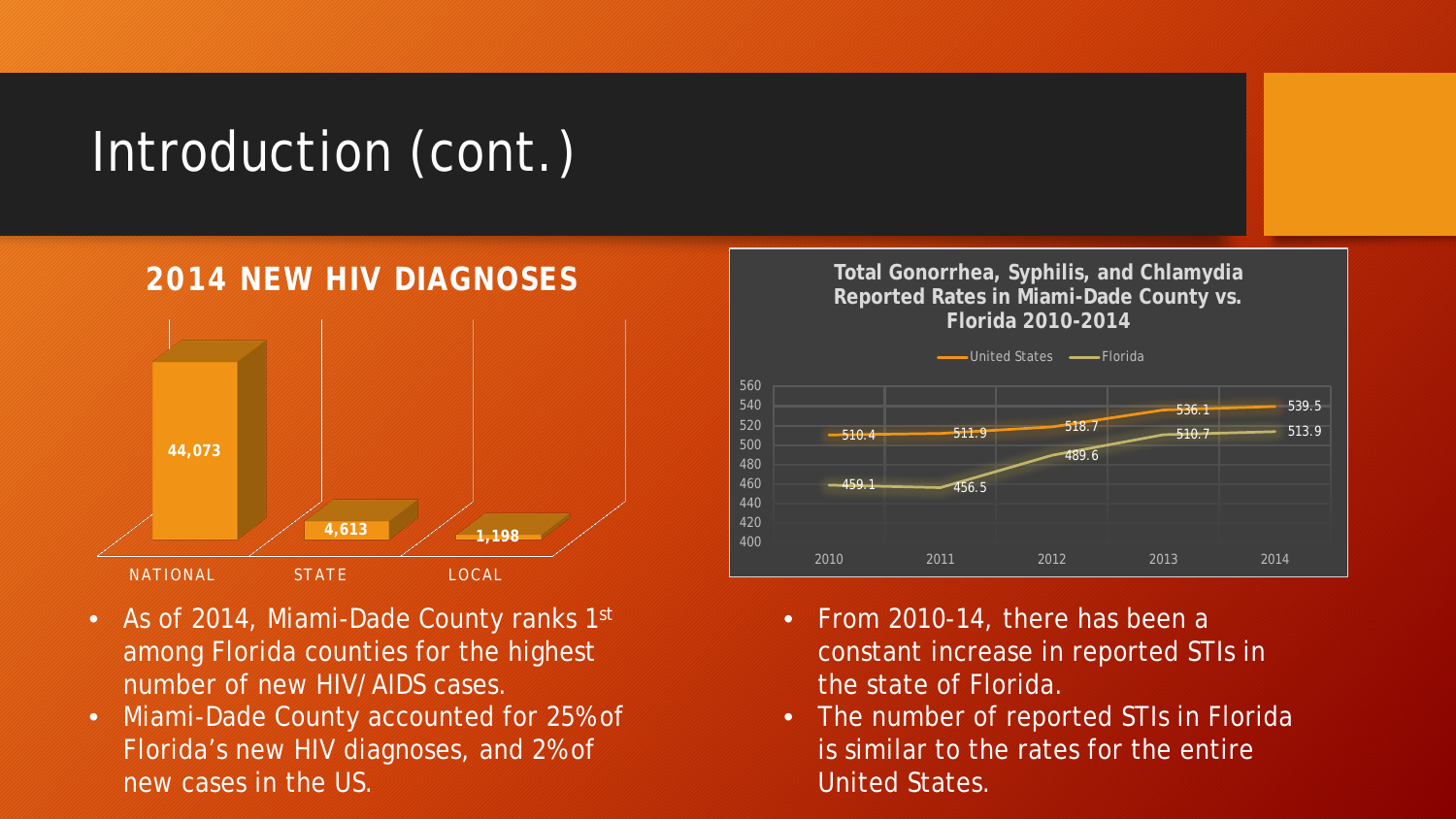# Introduction (cont.)

## 2014 NEW HIV DIAGNOSES

| NATIONAL | STATE | LOCAL |
|---|---|---|
| 44,073 | 4,613 | 1,198 |

- As of 2014, Miami-Dade County ranks 1st among Florida counties for the highest number of new HIV/AIDS cases.
- Miami-Dade County accounted for 25% of Florida's new HIV diagnoses, and 2% of new cases in the US.

**Total Gonorrhea, Syphilis, and Chlamydia Reported Rates in Miami-Dade County vs. Florida 2010-2014**

| | 2010 | 2011 | 2012 | 2013 | 2014 |
|---|---|---|---|---|---|
| United States | 510.4 | 511.9 | 518.7 | 536.1 | 539.5 |
| Florida | 459.1 | 456.5 | 489.6 | 510.7 | 513.9 |

- From 2010-14, there has been a constant increase in reported STIs in the state of Florida.
- The number of reported STIs in Florida is similar to the rates for the entire United States.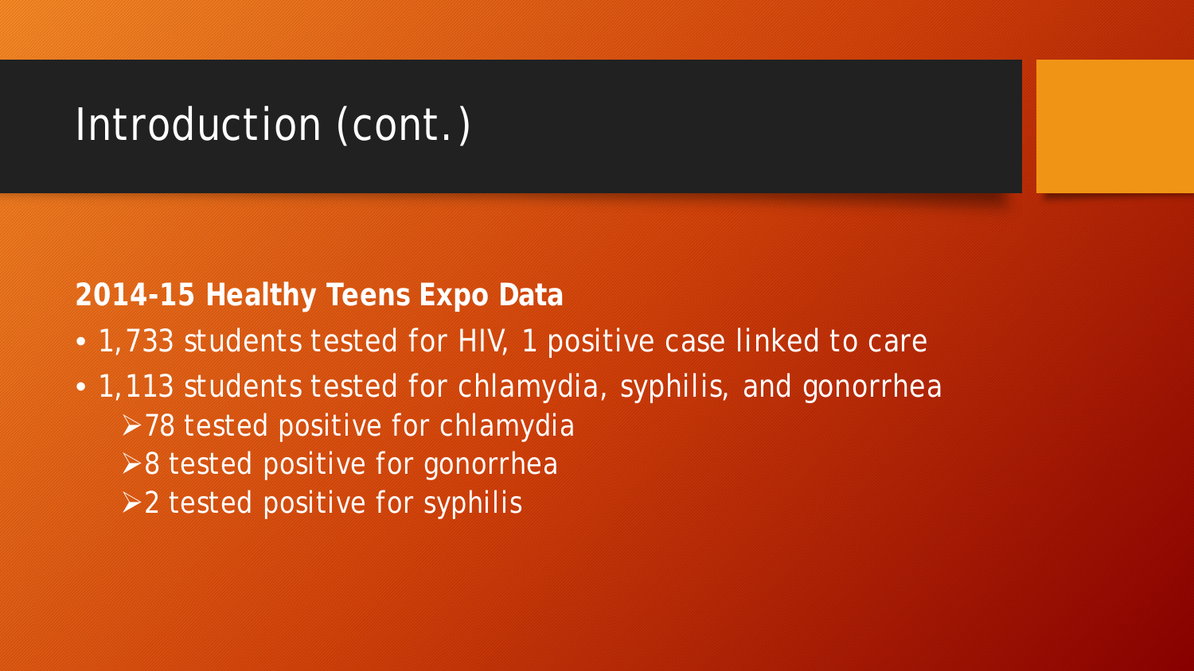# Introduction (cont.)

**2014-15 Healthy Teens Expo Data**

- 1,733 students tested for HIV, 1 positive case linked to care
- 1,113 students tested for chlamydia, syphilis, and gonorrhea
  - 78 tested positive for chlamydia
  - 8 tested positive for gonorrhea
  - 2 tested positive for syphilis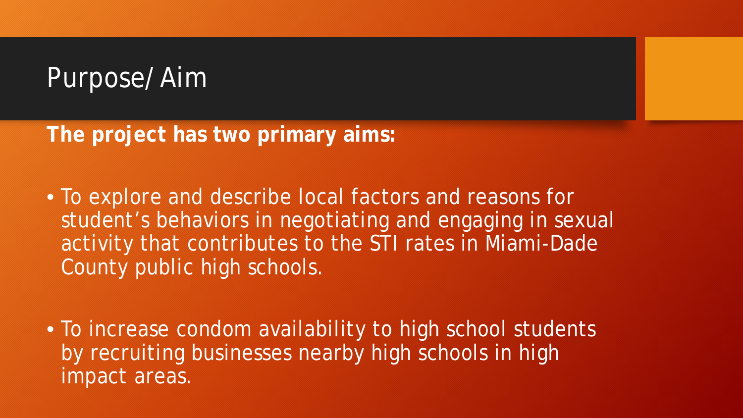# Purpose/ Aim

**The project has two primary aims:**

- To explore and describe local factors and reasons for student's behaviors in negotiating and engaging in sexual activity that contributes to the STI rates in Miami-Dade County public high schools.
- To increase condom availability to high school students by recruiting businesses nearby high schools in high impact areas.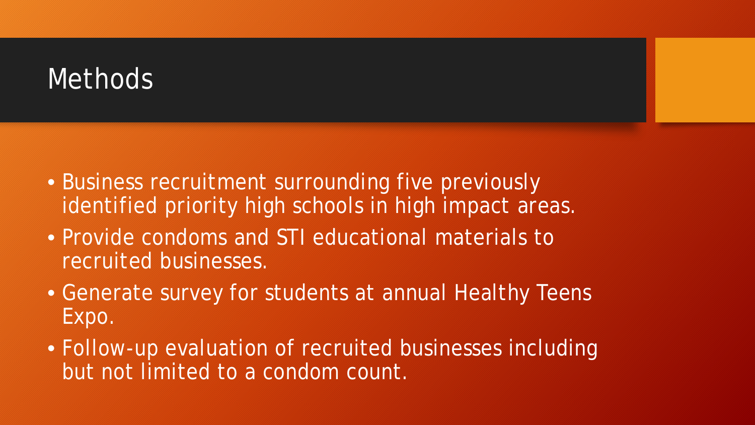# Methods

- Business recruitment surrounding five previously identified priority high schools in high impact areas.
- Provide condoms and STI educational materials to recruited businesses.
- Generate survey for students at annual Healthy Teens Expo.
- Follow-up evaluation of recruited businesses including but not limited to a condom count.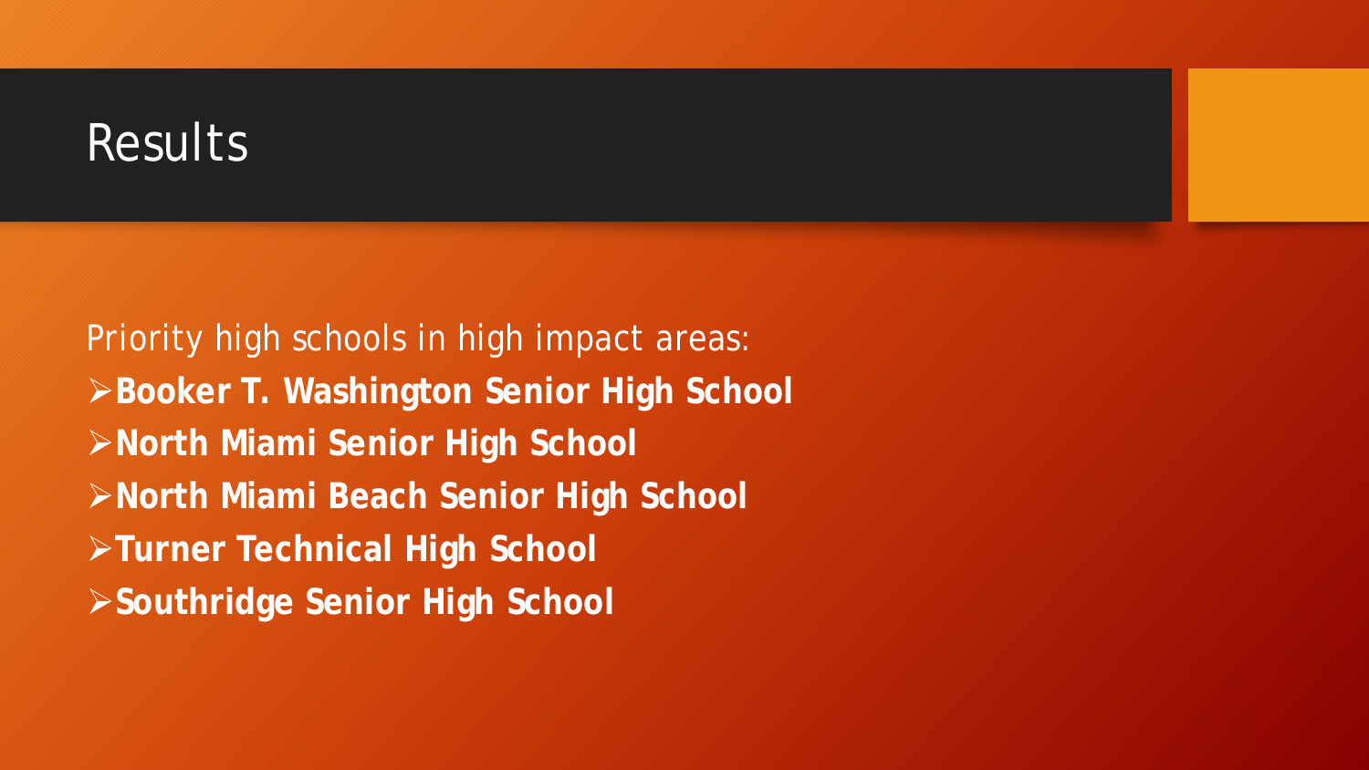# Results

Priority high schools in high impact areas:

- **Booker T. Washington Senior High School**
- **North Miami Senior High School**
- **North Miami Beach Senior High School**
- **Turner Technical High School**
- **Southridge Senior High School**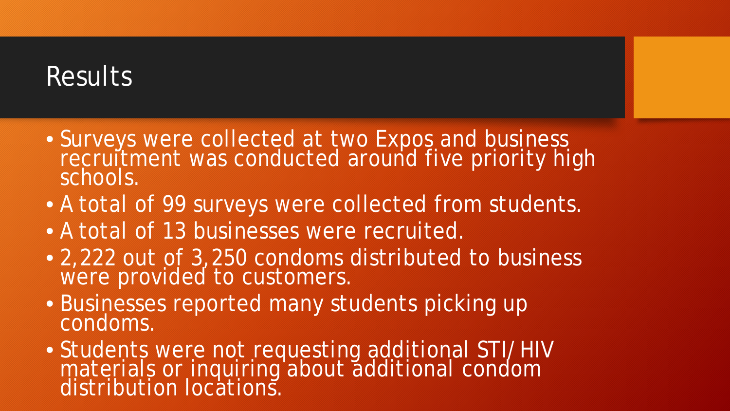# Results

- Surveys were collected at two Expos and business recruitment was conducted around five priority high schools.
- A total of 99 surveys were collected from students.
- A total of 13 businesses were recruited.
- 2,222 out of 3,250 condoms distributed to business were provided to customers.
- Businesses reported many students picking up condoms.
- Students were not requesting additional STI/HIV materials or inquiring about additional condom distribution locations.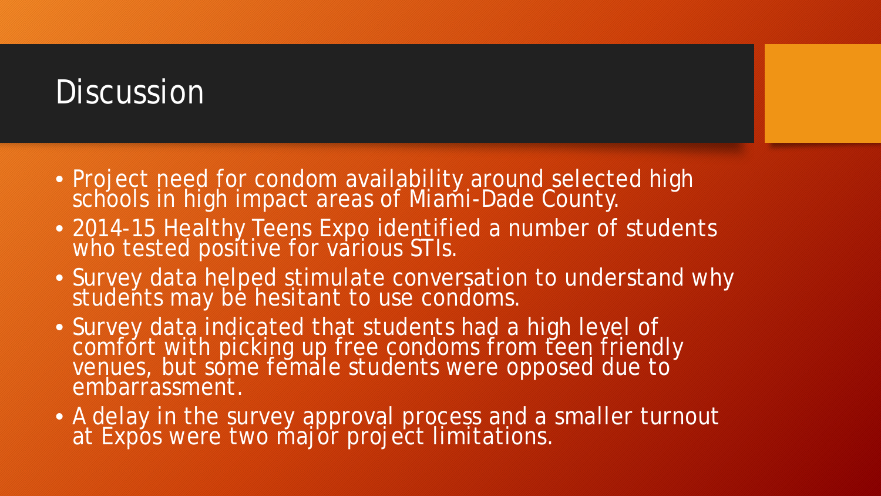# Discussion

- Project need for condom availability around selected high schools in high impact areas of Miami-Dade County.
- 2014-15 Healthy Teens Expo identified a number of students who tested positive for various STIs.
- Survey data helped stimulate conversation to understand why students may be hesitant to use condoms.
- Survey data indicated that students had a high level of comfort with picking up free condoms from teen friendly venues, but some female students were opposed due to embarrassment.
- A delay in the survey approval process and a smaller turnout at Expos were two major project limitations.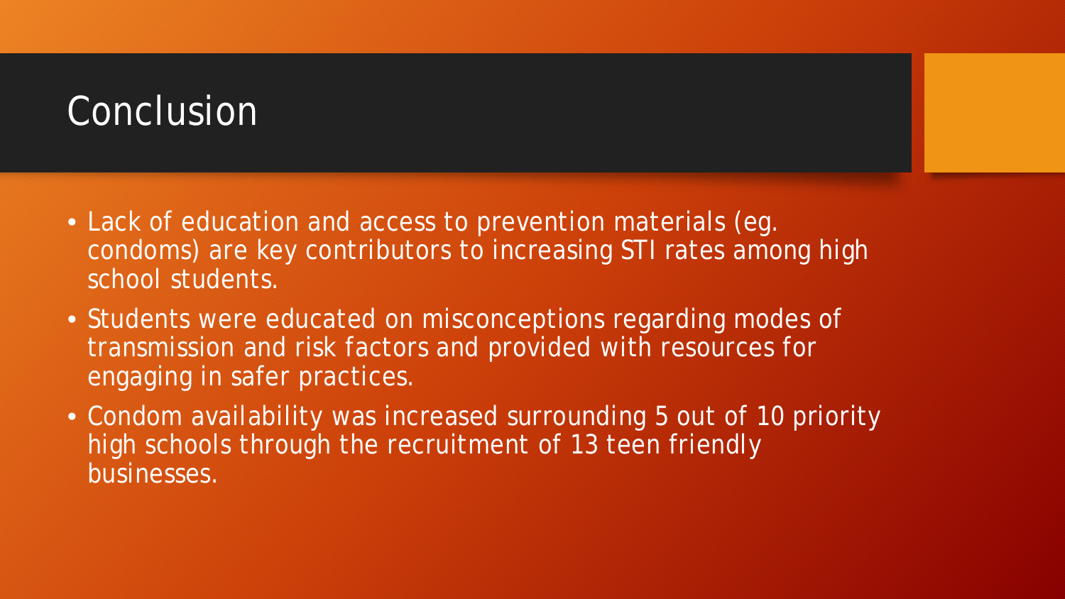# Conclusion

- Lack of education and access to prevention materials (eg. condoms) are key contributors to increasing STI rates among high school students.
- Students were educated on misconceptions regarding modes of transmission and risk factors and provided with resources for engaging in safer practices.
- Condom availability was increased surrounding 5 out of 10 priority high schools through the recruitment of 13 teen friendly businesses.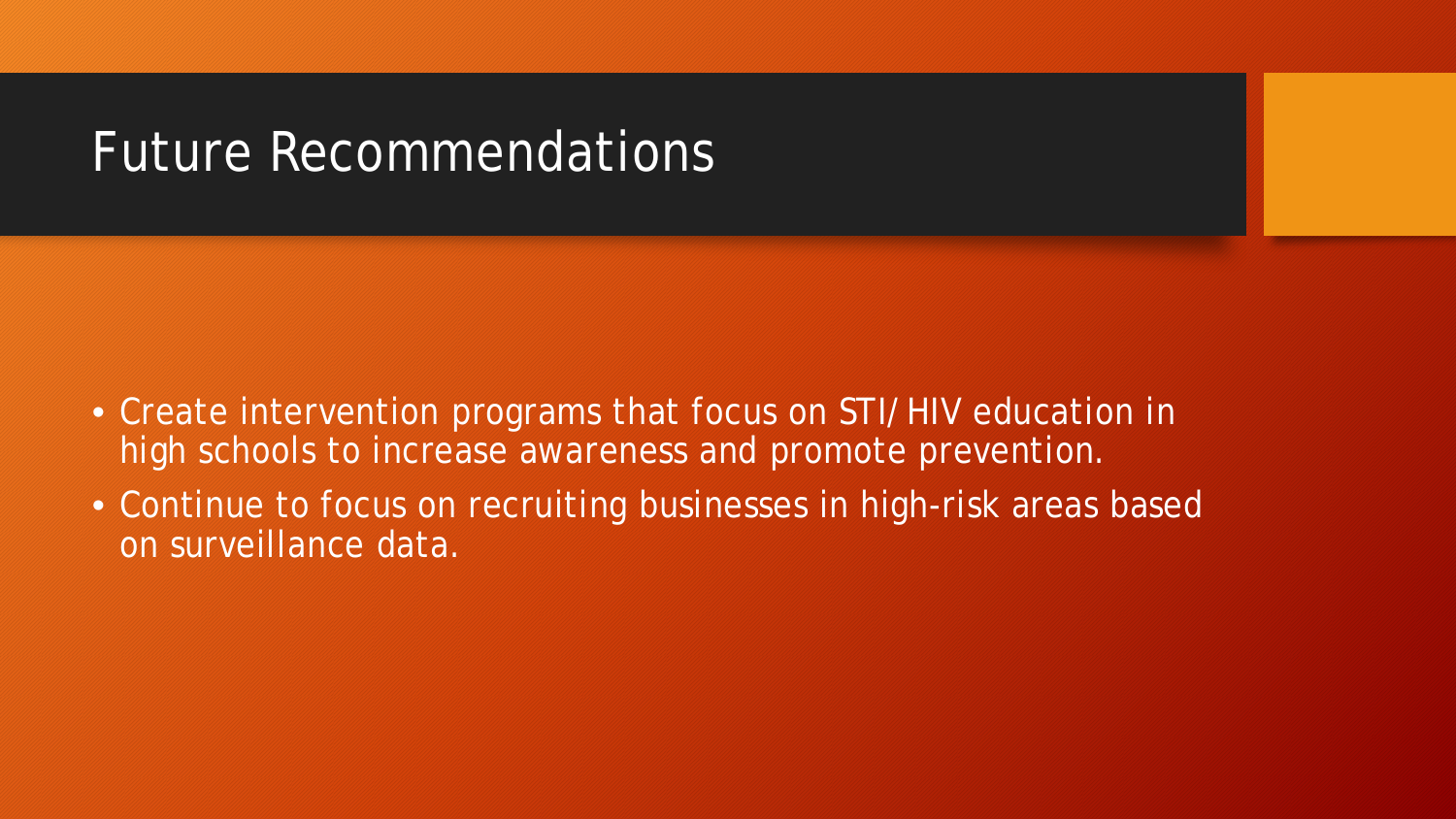# Future Recommendations

- Create intervention programs that focus on STI/HIV education in high schools to increase awareness and promote prevention.
- Continue to focus on recruiting businesses in high-risk areas based on surveillance data.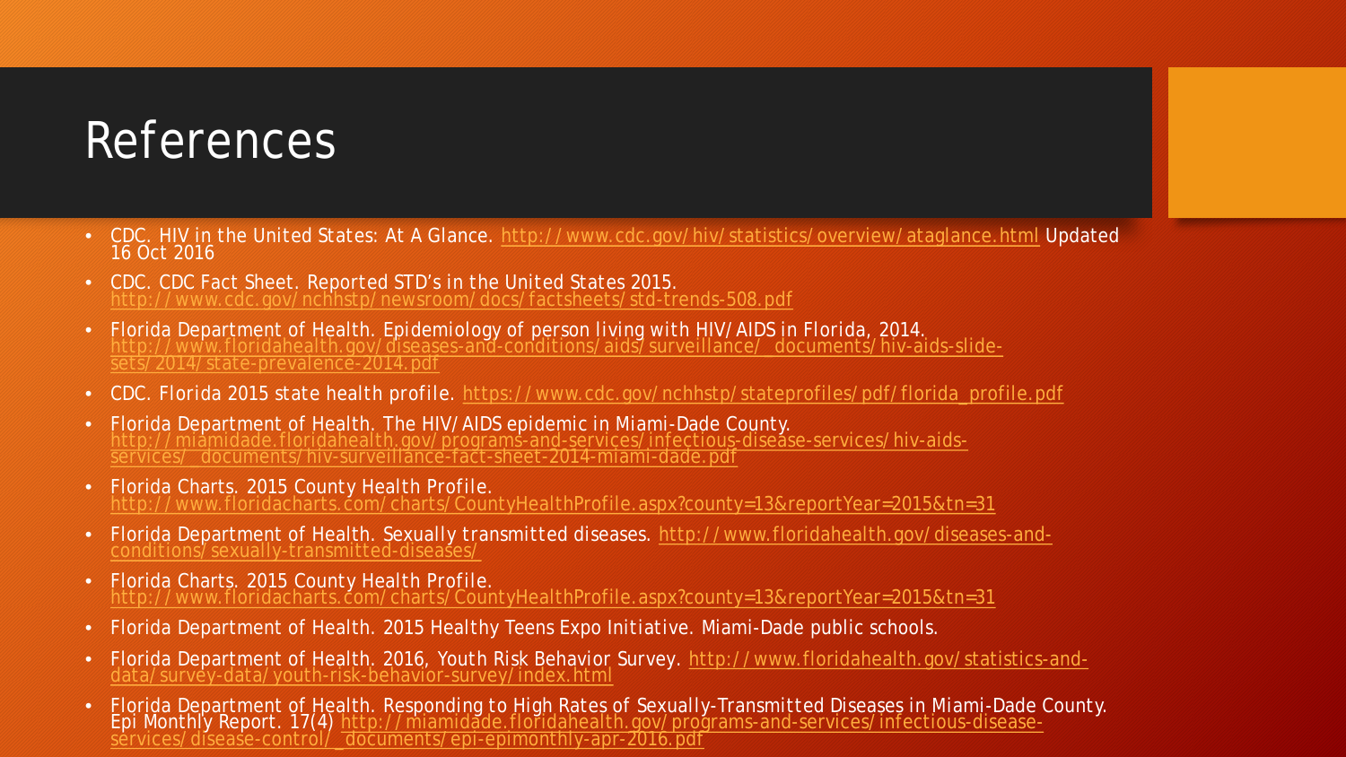# References

- CDC. HIV in the United States: At A Glance. http://www.cdc.gov/hiv/statistics/overview/ataglance.html Updated 16 Oct 2016
- CDC. CDC Fact Sheet. Reported STD's in the United States 2015. http://www.cdc.gov/nchhstp/newsroom/docs/factsheets/std-trends-508.pdf
- Florida Department of Health. Epidemiology of person living with HIV/AIDS in Florida, 2014. http://www.floridahealth.gov/diseases-and-conditions/aids/surveillance/_documents/hiv-aids-slide-sets/2014/state-prevalence-2014.pdf
- CDC. Florida 2015 state health profile. https://www.cdc.gov/nchhstp/stateprofiles/pdf/florida_profile.pdf
- Florida Department of Health. The HIV/AIDS epidemic in Miami-Dade County. http://miamidade.floridahealth.gov/programs-and-services/infectious-disease-services/hiv-aids-services/_documents/hiv-surveillance-fact-sheet-2014-miami-dade.pdf
- Florida Charts. 2015 County Health Profile. http://www.floridacharts.com/charts/CountyHealthProfile.aspx?county=13&reportYear=2015&tn=31
- Florida Department of Health. Sexually transmitted diseases. http://www.floridahealth.gov/diseases-and-conditions/sexually-transmitted-diseases/
- Florida Charts. 2015 County Health Profile. http://www.floridacharts.com/charts/CountyHealthProfile.aspx?county=13&reportYear=2015&tn=31
- Florida Department of Health. 2015 Healthy Teens Expo Initiative. Miami-Dade public schools.
- Florida Department of Health. 2016, Youth Risk Behavior Survey. http://www.floridahealth.gov/statistics-and-data/survey-data/youth-risk-behavior-survey/index.html
- Florida Department of Health. Responding to High Rates of Sexually-Transmitted Diseases in Miami-Dade County. Epi Monthly Report. 17(4) http://miamidade.floridahealth.gov/programs-and-services/infectious-disease-services/disease-control/_documents/epi-epimonthly-apr-2016.pdf